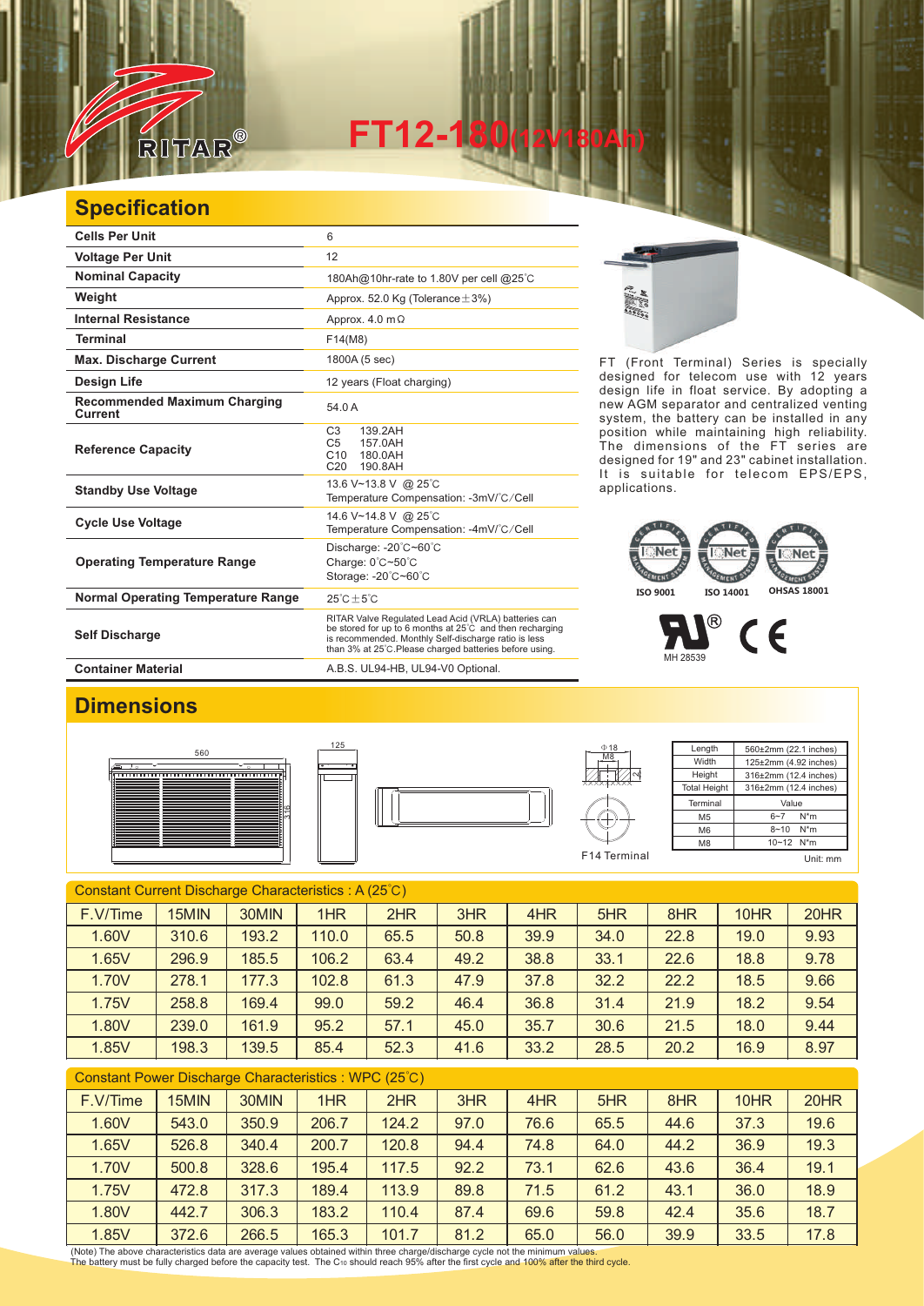RITAR®

# FT12-180(12V180Ah)

## Specification

| | |
|---|---|
| **Cells Per Unit** | 6 |
| **Voltage Per Unit** | 12 |
| **Nominal Capacity** | 180Ah@10hr-rate to 1.80V per cell @25℃ |
| **Weight** | Approx. 52.0 Kg (Tolerance±3%) |
| **Internal Resistance** | Approx. 4.0 mΩ |
| **Terminal** | F14(M8) |
| **Max. Discharge Current** | 1800A (5 sec) |
| **Design Life** | 12 years (Float charging) |
| **Recommended Maximum Charging Current** | 54.0 A |
| **Reference Capacity** | C3 139.2AH<br>C5 157.0AH<br>C10 180.0AH<br>C20 190.8AH |
| **Standby Use Voltage** | 13.6 V~13.8 V @ 25℃<br>Temperature Compensation: -3mV/℃/Cell |
| **Cycle Use Voltage** | 14.6 V~14.8 V @ 25℃<br>Temperature Compensation: -4mV/℃/Cell |
| **Operating Temperature Range** | Discharge: -20℃~60℃<br>Charge: 0℃~50℃<br>Storage: -20℃~60℃ |
| **Normal Operating Temperature Range** | 25℃±5℃ |
| **Self Discharge** | RITAR Valve Regulated Lead Acid (VRLA) batteries can be stored for up to 6 months at 25℃ and then recharging is recommended. Monthly Self-discharge ratio is less than 3% at 25℃.Please charged batteries before using. |
| **Container Material** | A.B.S. UL94-HB, UL94-V0 Optional. |

FT (Front Terminal) Series is specially designed for telecom use with 12 years design life in float service. By adopting a new AGM separator and centralized venting system, the battery can be installed in any position while maintaining high reliability. The dimensions of the FT series are designed for 19" and 23" cabinet installation. It is suitable for telecom EPS/EPS, applications.

ISO 9001 ISO 14001 OHSAS 18001

MH 28539

## Dimensions

560 125 315 Φ18 M8 F14 Terminal

| Length | 560±2mm (22.1 inches) |
|---|---|
| Width | 125±2mm (4.92 inches) |
| Height | 316±2mm (12.4 inches) |
| Total Height | 316±2mm (12.4 inches) |

| Terminal | Value |
|---|---|
| M5 | 6~7 N*m |
| M6 | 8~10 N*m |
| M8 | 10~12 N*m |

Unit: mm

Constant Current Discharge Characteristics : A (25℃)

| F.V/Time | 15MIN | 30MIN | 1HR | 2HR | 3HR | 4HR | 5HR | 8HR | 10HR | 20HR |
|---|---|---|---|---|---|---|---|---|---|---|
| 1.60V | 310.6 | 193.2 | 110.0 | 65.5 | 50.8 | 39.9 | 34.0 | 22.8 | 19.0 | 9.93 |
| 1.65V | 296.9 | 185.5 | 106.2 | 63.4 | 49.2 | 38.8 | 33.1 | 22.6 | 18.8 | 9.78 |
| 1.70V | 278.1 | 177.3 | 102.8 | 61.3 | 47.9 | 37.8 | 32.2 | 22.2 | 18.5 | 9.66 |
| 1.75V | 258.8 | 169.4 | 99.0 | 59.2 | 46.4 | 36.8 | 31.4 | 21.9 | 18.2 | 9.54 |
| 1.80V | 239.0 | 161.9 | 95.2 | 57.1 | 45.0 | 35.7 | 30.6 | 21.5 | 18.0 | 9.44 |
| 1.85V | 198.3 | 139.5 | 85.4 | 52.3 | 41.6 | 33.2 | 28.5 | 20.2 | 16.9 | 8.97 |

Constant Power Discharge Characteristics : WPC (25℃)

| F.V/Time | 15MIN | 30MIN | 1HR | 2HR | 3HR | 4HR | 5HR | 8HR | 10HR | 20HR |
|---|---|---|---|---|---|---|---|---|---|---|
| 1.60V | 543.0 | 350.9 | 206.7 | 124.2 | 97.0 | 76.6 | 65.5 | 44.6 | 37.3 | 19.6 |
| 1.65V | 526.8 | 340.4 | 200.7 | 120.8 | 94.4 | 74.8 | 64.0 | 44.2 | 36.9 | 19.3 |
| 1.70V | 500.8 | 328.6 | 195.4 | 117.5 | 92.2 | 73.1 | 62.6 | 43.6 | 36.4 | 19.1 |
| 1.75V | 472.8 | 317.3 | 189.4 | 113.9 | 89.8 | 71.5 | 61.2 | 43.1 | 36.0 | 18.9 |
| 1.80V | 442.7 | 306.3 | 183.2 | 110.4 | 87.4 | 69.6 | 59.8 | 42.4 | 35.6 | 18.7 |
| 1.85V | 372.6 | 266.5 | 165.3 | 101.7 | 81.2 | 65.0 | 56.0 | 39.9 | 33.5 | 17.8 |

(Note) The above characteristics data are average values obtained within three charge/discharge cycle not the minimum values.
The battery must be fully charged before the capacity test. The $C_{10}$ should reach 95% after the first cycle and 100% after the third cycle.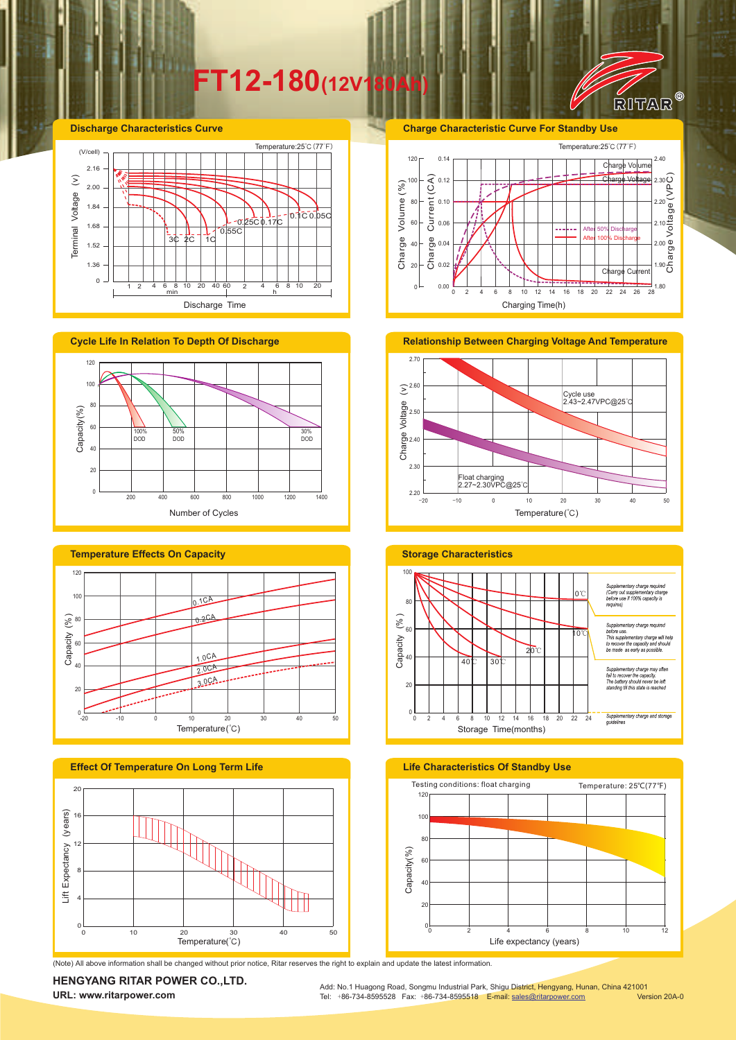# FT12-180(12V180Ah)

RITAR®

## Discharge Characteristics Curve

Temperature:25°C (77°F)

(V/cell)

Terminal Voltage (v)

2.16
2.00
1.84
1.68
1.52
1.36
0

3C 2C 1C 0.55C 0.25C 0.17C 0.1C 0.05C

1 2 4 6 8 10 20 40 60 2 4 6 8 10 20

min h

Discharge Time

## Charge Characteristic Curve For Standby Use

Temperature:25°C (77°F)

Charge Volume (%)
Charge Current (CA)
Charge Voltage (VPC)

120 100 80 60 40 20 0

0.14 0.12 0.10 0.06 0.04 0.02 0.00

2.40 2.30 2.20 2.10 2.00 1.90 1.80

Charge Volume
Charge Voltage
After 50% Discharge
After 100% Discharge
Charge Current

0 2 4 6 8 10 12 14 16 18 20 22 24 26 28

Charging Time(h)

## Cycle Life In Relation To Depth Of Discharge

Capacity(%)

120 100 80 60 40 20 0

100% DOD
50% DOD
30% DOD

200 400 600 800 1000 1200 1400

Number of Cycles

## Relationship Between Charging Voltage And Temperature

Charge Voltage (v)

2.70 2.60 2.50 2.40 2.30 2.20

Cycle use
2.43~2.47VPC@25°C

Float charging
2.27~2.30VPC@25°C

−20 −10 0 10 20 30 40 50

Temperature(°C)

## Temperature Effects On Capacity

Capacity (%)

120 100 80 60 40 20 0

0.1CA
0.2CA
1.0CA
2.0CA
3.0CA

-20 -10 0 10 20 30 40 50

Temperature(°C)

## Storage Characteristics

Capacity (%)

100 80 60 40 20 0

0°C
10°C
20°C
30°C
40°C

0 2 4 6 8 10 12 14 16 18 20 22 24

Storage Time(months)

Supplementary charge required (Carry out supplementary charge before use if 100% capacity is requires)

Supplementary charge required before use. This supplementary charge will help to recover the capacity and should be made as early as possible.

Supplementary charge may often fail to recover the capacity. The battery should never be left standing till this state is reached

Supplementary charge and storage guidelines

## Effect Of Temperature On Long Term Life

Lift Expectancy (years)

20 16 12 8 4 0

0 10 20 30 40 50

Temperature(°C)

## Life Characteristics Of Standby Use

Testing conditions: float charging

Temperature: 25°C(77°F)

Capacity(%)

120 100 80 60 40 20 0

0 2 4 6 8 10 12

Life expectancy (years)

(Note) All above information shall be changed without prior notice, Ritar reserves the right to explain and update the latest information.

**HENGYANG RITAR POWER CO.,LTD.**
**URL: www.ritarpower.com**

Add: No.1 Huagong Road, Songmu Industrial Park, Shigu District, Hengyang, Hunan, China 421001
Tel: +86-734-8595528 Fax: +86-734-8595518 E-mail: sales@ritarpower.com

Version 20A-0